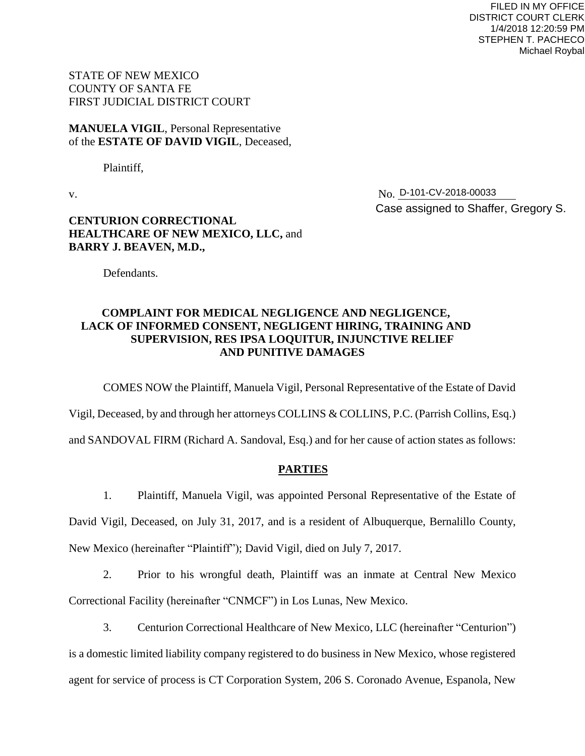FILED IN MY OFFICE
DISTRICT COURT CLERK
1/4/2018 12:20:59 PM
STEPHEN T. PACHECO
Michael Roybal

STATE OF NEW MEXICO
COUNTY OF SANTA FE
FIRST JUDICIAL DISTRICT COURT

**MANUELA VIGIL**, Personal Representative
of the **ESTATE OF DAVID VIGIL**, Deceased,

Plaintiff,

v. No. D-101-CV-2018-00033

Case assigned to Shaffer, Gregory S.

**CENTURION CORRECTIONAL HEALTHCARE OF NEW MEXICO, LLC,** and **BARRY J. BEAVEN, M.D.,**

Defendants.

**COMPLAINT FOR MEDICAL NEGLIGENCE AND NEGLIGENCE, LACK OF INFORMED CONSENT, NEGLIGENT HIRING, TRAINING AND SUPERVISION, RES IPSA LOQUITUR, INJUNCTIVE RELIEF AND PUNITIVE DAMAGES**

COMES NOW the Plaintiff, Manuela Vigil, Personal Representative of the Estate of David Vigil, Deceased, by and through her attorneys COLLINS & COLLINS, P.C. (Parrish Collins, Esq.) and SANDOVAL FIRM (Richard A. Sandoval, Esq.) and for her cause of action states as follows:

## PARTIES

1. Plaintiff, Manuela Vigil, was appointed Personal Representative of the Estate of David Vigil, Deceased, on July 31, 2017, and is a resident of Albuquerque, Bernalillo County, New Mexico (hereinafter "Plaintiff"); David Vigil, died on July 7, 2017.

2. Prior to his wrongful death, Plaintiff was an inmate at Central New Mexico Correctional Facility (hereinafter "CNMCF") in Los Lunas, New Mexico.

3. Centurion Correctional Healthcare of New Mexico, LLC (hereinafter "Centurion") is a domestic limited liability company registered to do business in New Mexico, whose registered agent for service of process is CT Corporation System, 206 S. Coronado Avenue, Espanola, New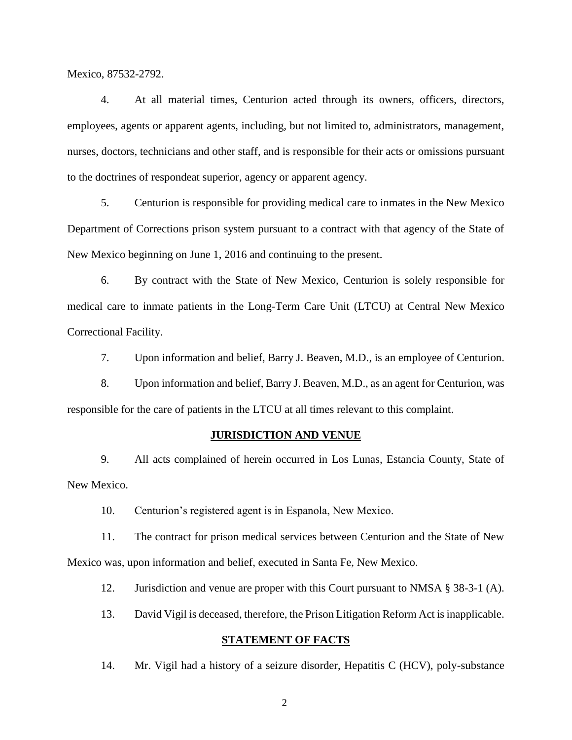Mexico, 87532-2792.

4. At all material times, Centurion acted through its owners, officers, directors, employees, agents or apparent agents, including, but not limited to, administrators, management, nurses, doctors, technicians and other staff, and is responsible for their acts or omissions pursuant to the doctrines of respondeat superior, agency or apparent agency.

5. Centurion is responsible for providing medical care to inmates in the New Mexico Department of Corrections prison system pursuant to a contract with that agency of the State of New Mexico beginning on June 1, 2016 and continuing to the present.

6. By contract with the State of New Mexico, Centurion is solely responsible for medical care to inmate patients in the Long-Term Care Unit (LTCU) at Central New Mexico Correctional Facility.

7. Upon information and belief, Barry J. Beaven, M.D., is an employee of Centurion.

8. Upon information and belief, Barry J. Beaven, M.D., as an agent for Centurion, was responsible for the care of patients in the LTCU at all times relevant to this complaint.

## JURISDICTION AND VENUE

9. All acts complained of herein occurred in Los Lunas, Estancia County, State of New Mexico.

10. Centurion's registered agent is in Espanola, New Mexico.

11. The contract for prison medical services between Centurion and the State of New Mexico was, upon information and belief, executed in Santa Fe, New Mexico.

12. Jurisdiction and venue are proper with this Court pursuant to NMSA § 38-3-1 (A).

13. David Vigil is deceased, therefore, the Prison Litigation Reform Act is inapplicable.

## STATEMENT OF FACTS

14. Mr. Vigil had a history of a seizure disorder, Hepatitis C (HCV), poly-substance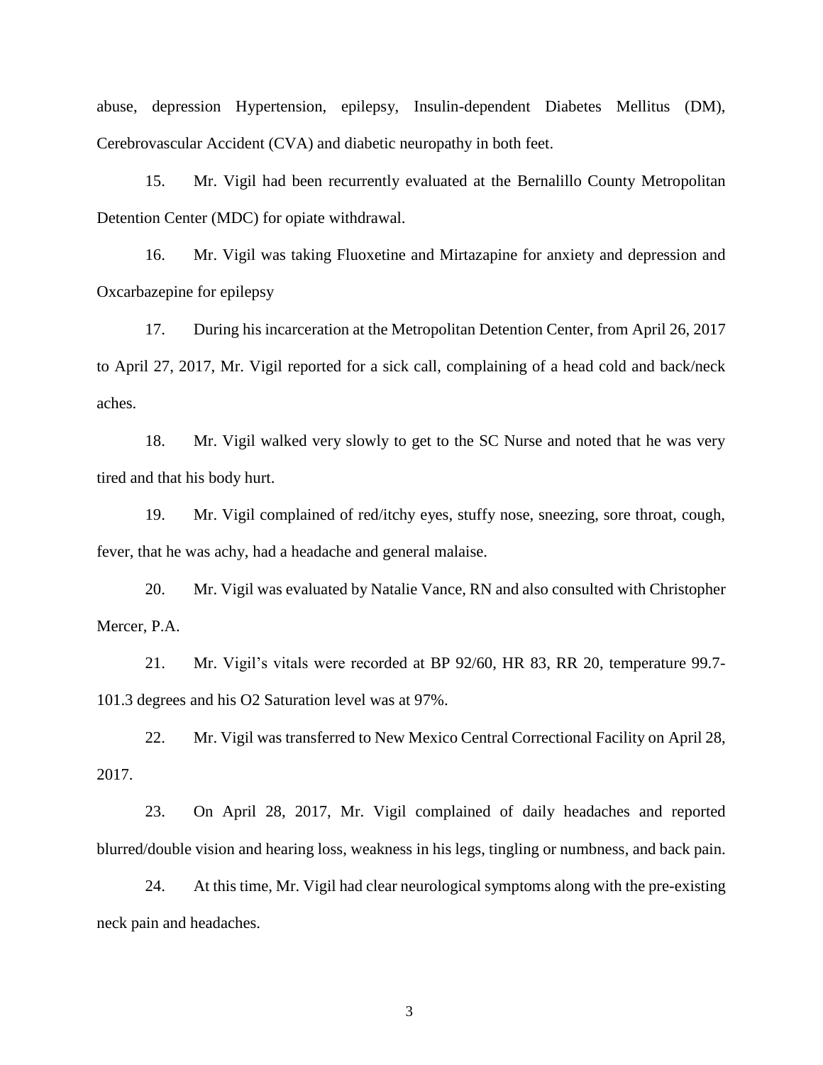abuse, depression Hypertension, epilepsy, Insulin-dependent Diabetes Mellitus (DM), Cerebrovascular Accident (CVA) and diabetic neuropathy in both feet.

15. Mr. Vigil had been recurrently evaluated at the Bernalillo County Metropolitan Detention Center (MDC) for opiate withdrawal.

16. Mr. Vigil was taking Fluoxetine and Mirtazapine for anxiety and depression and Oxcarbazepine for epilepsy

17. During his incarceration at the Metropolitan Detention Center, from April 26, 2017 to April 27, 2017, Mr. Vigil reported for a sick call, complaining of a head cold and back/neck aches.

18. Mr. Vigil walked very slowly to get to the SC Nurse and noted that he was very tired and that his body hurt.

19. Mr. Vigil complained of red/itchy eyes, stuffy nose, sneezing, sore throat, cough, fever, that he was achy, had a headache and general malaise.

20. Mr. Vigil was evaluated by Natalie Vance, RN and also consulted with Christopher Mercer, P.A.

21. Mr. Vigil's vitals were recorded at BP 92/60, HR 83, RR 20, temperature 99.7-101.3 degrees and his O2 Saturation level was at 97%.

22. Mr. Vigil was transferred to New Mexico Central Correctional Facility on April 28, 2017.

23. On April 28, 2017, Mr. Vigil complained of daily headaches and reported blurred/double vision and hearing loss, weakness in his legs, tingling or numbness, and back pain.

24. At this time, Mr. Vigil had clear neurological symptoms along with the pre-existing neck pain and headaches.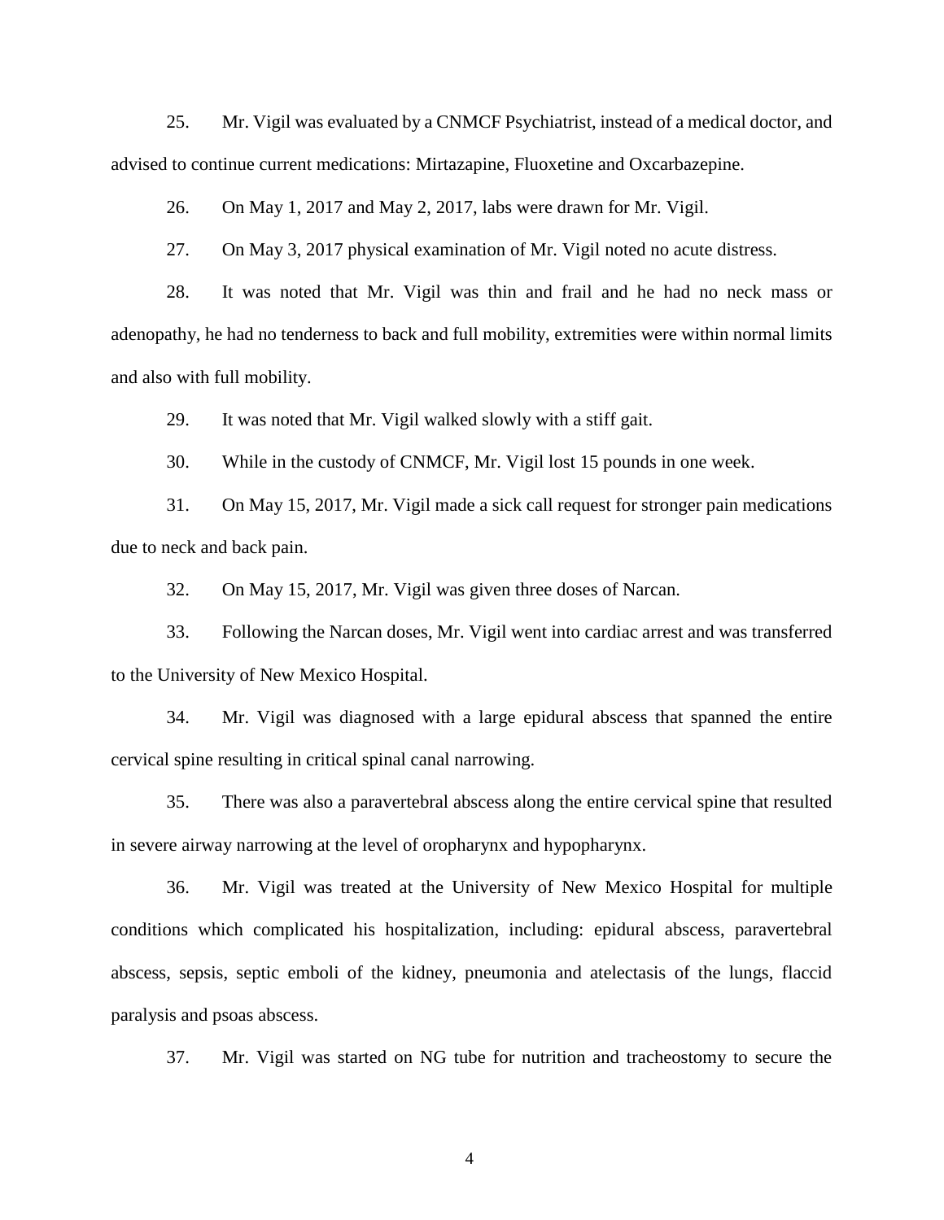25. Mr. Vigil was evaluated by a CNMCF Psychiatrist, instead of a medical doctor, and advised to continue current medications: Mirtazapine, Fluoxetine and Oxcarbazepine.

26. On May 1, 2017 and May 2, 2017, labs were drawn for Mr. Vigil.

27. On May 3, 2017 physical examination of Mr. Vigil noted no acute distress.

28. It was noted that Mr. Vigil was thin and frail and he had no neck mass or adenopathy, he had no tenderness to back and full mobility, extremities were within normal limits and also with full mobility.

29. It was noted that Mr. Vigil walked slowly with a stiff gait.

30. While in the custody of CNMCF, Mr. Vigil lost 15 pounds in one week.

31. On May 15, 2017, Mr. Vigil made a sick call request for stronger pain medications due to neck and back pain.

32. On May 15, 2017, Mr. Vigil was given three doses of Narcan.

33. Following the Narcan doses, Mr. Vigil went into cardiac arrest and was transferred to the University of New Mexico Hospital.

34. Mr. Vigil was diagnosed with a large epidural abscess that spanned the entire cervical spine resulting in critical spinal canal narrowing.

35. There was also a paravertebral abscess along the entire cervical spine that resulted in severe airway narrowing at the level of oropharynx and hypopharynx.

36. Mr. Vigil was treated at the University of New Mexico Hospital for multiple conditions which complicated his hospitalization, including: epidural abscess, paravertebral abscess, sepsis, septic emboli of the kidney, pneumonia and atelectasis of the lungs, flaccid paralysis and psoas abscess.

37. Mr. Vigil was started on NG tube for nutrition and tracheostomy to secure the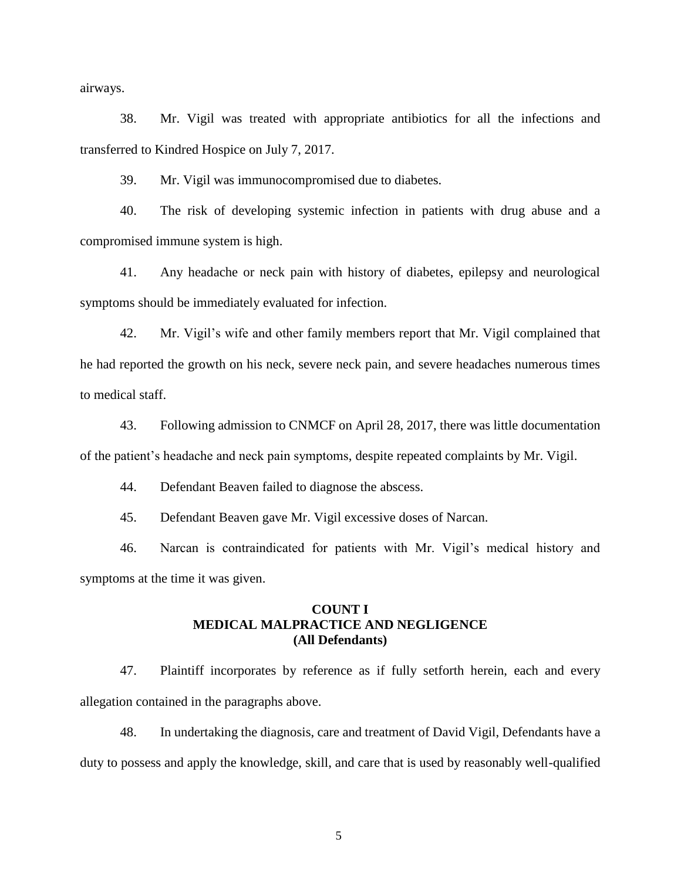airways.

38. Mr. Vigil was treated with appropriate antibiotics for all the infections and transferred to Kindred Hospice on July 7, 2017.

39. Mr. Vigil was immunocompromised due to diabetes.

40. The risk of developing systemic infection in patients with drug abuse and a compromised immune system is high.

41. Any headache or neck pain with history of diabetes, epilepsy and neurological symptoms should be immediately evaluated for infection.

42. Mr. Vigil's wife and other family members report that Mr. Vigil complained that he had reported the growth on his neck, severe neck pain, and severe headaches numerous times to medical staff.

43. Following admission to CNMCF on April 28, 2017, there was little documentation of the patient's headache and neck pain symptoms, despite repeated complaints by Mr. Vigil.

44. Defendant Beaven failed to diagnose the abscess.

45. Defendant Beaven gave Mr. Vigil excessive doses of Narcan.

46. Narcan is contraindicated for patients with Mr. Vigil's medical history and symptoms at the time it was given.

**COUNT I**
**MEDICAL MALPRACTICE AND NEGLIGENCE**
**(All Defendants)**

47. Plaintiff incorporates by reference as if fully setforth herein, each and every allegation contained in the paragraphs above.

48. In undertaking the diagnosis, care and treatment of David Vigil, Defendants have a duty to possess and apply the knowledge, skill, and care that is used by reasonably well-qualified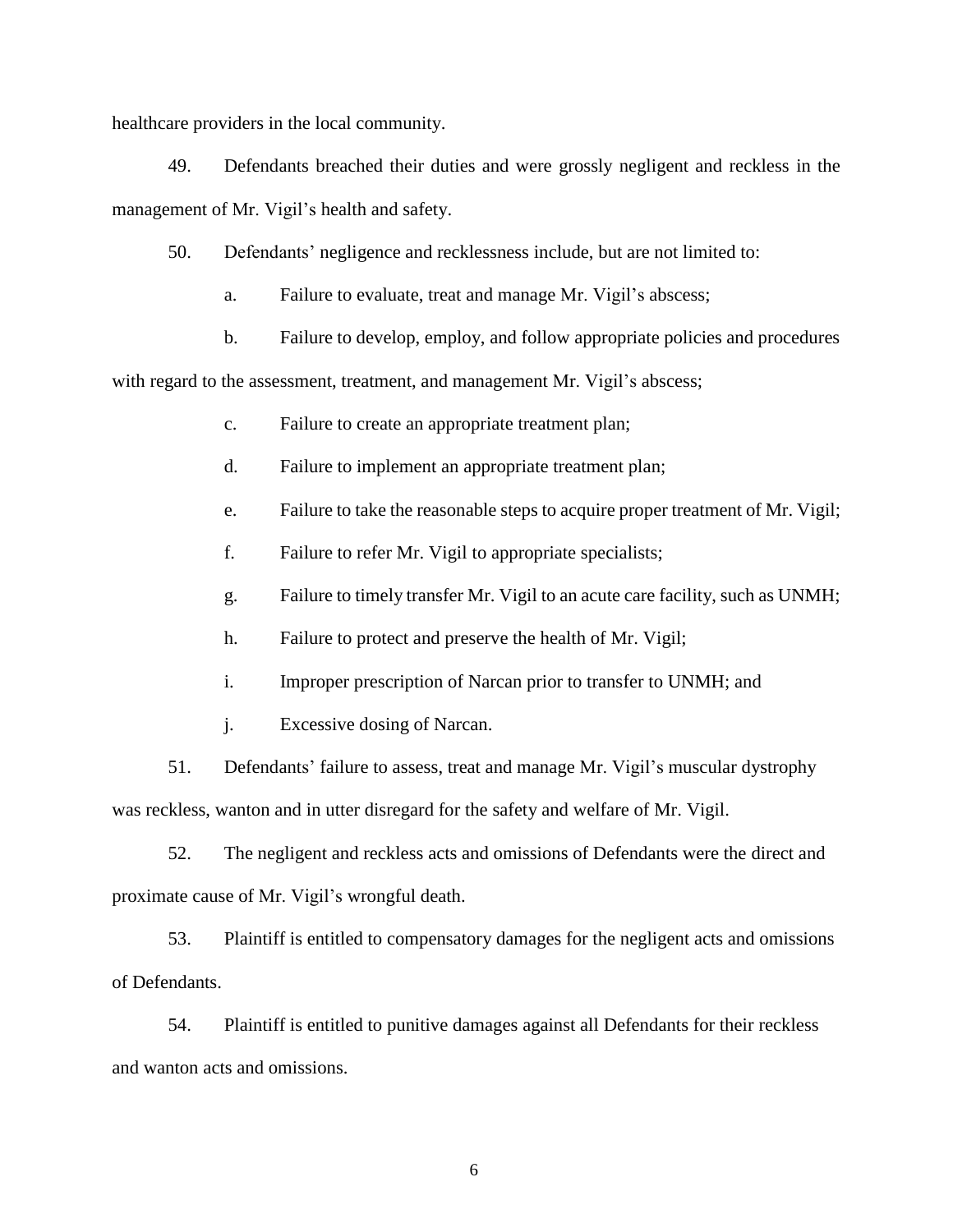healthcare providers in the local community.

49. Defendants breached their duties and were grossly negligent and reckless in the management of Mr. Vigil's health and safety.

50. Defendants' negligence and recklessness include, but are not limited to:

a. Failure to evaluate, treat and manage Mr. Vigil's abscess;

b. Failure to develop, employ, and follow appropriate policies and procedures with regard to the assessment, treatment, and management Mr. Vigil's abscess;

c. Failure to create an appropriate treatment plan;

d. Failure to implement an appropriate treatment plan;

e. Failure to take the reasonable steps to acquire proper treatment of Mr. Vigil;

f. Failure to refer Mr. Vigil to appropriate specialists;

g. Failure to timely transfer Mr. Vigil to an acute care facility, such as UNMH;

h. Failure to protect and preserve the health of Mr. Vigil;

i. Improper prescription of Narcan prior to transfer to UNMH; and

j. Excessive dosing of Narcan.

51. Defendants' failure to assess, treat and manage Mr. Vigil's muscular dystrophy was reckless, wanton and in utter disregard for the safety and welfare of Mr. Vigil.

52. The negligent and reckless acts and omissions of Defendants were the direct and proximate cause of Mr. Vigil's wrongful death.

53. Plaintiff is entitled to compensatory damages for the negligent acts and omissions of Defendants.

54. Plaintiff is entitled to punitive damages against all Defendants for their reckless and wanton acts and omissions.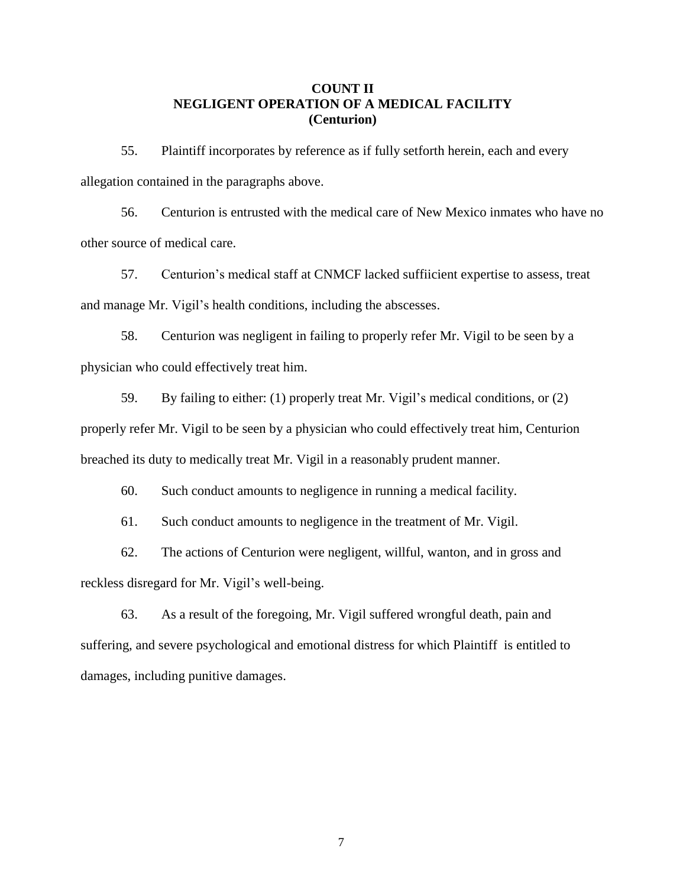**COUNT II**
**NEGLIGENT OPERATION OF A MEDICAL FACILITY**
**(Centurion)**

55. Plaintiff incorporates by reference as if fully setforth herein, each and every allegation contained in the paragraphs above.

56. Centurion is entrusted with the medical care of New Mexico inmates who have no other source of medical care.

57. Centurion's medical staff at CNMCF lacked suffiicient expertise to assess, treat and manage Mr. Vigil's health conditions, including the abscesses.

58. Centurion was negligent in failing to properly refer Mr. Vigil to be seen by a physician who could effectively treat him.

59. By failing to either: (1) properly treat Mr. Vigil's medical conditions, or (2) properly refer Mr. Vigil to be seen by a physician who could effectively treat him, Centurion breached its duty to medically treat Mr. Vigil in a reasonably prudent manner.

60. Such conduct amounts to negligence in running a medical facility.

61. Such conduct amounts to negligence in the treatment of Mr. Vigil.

62. The actions of Centurion were negligent, willful, wanton, and in gross and reckless disregard for Mr. Vigil's well-being.

63. As a result of the foregoing, Mr. Vigil suffered wrongful death, pain and suffering, and severe psychological and emotional distress for which Plaintiff is entitled to damages, including punitive damages.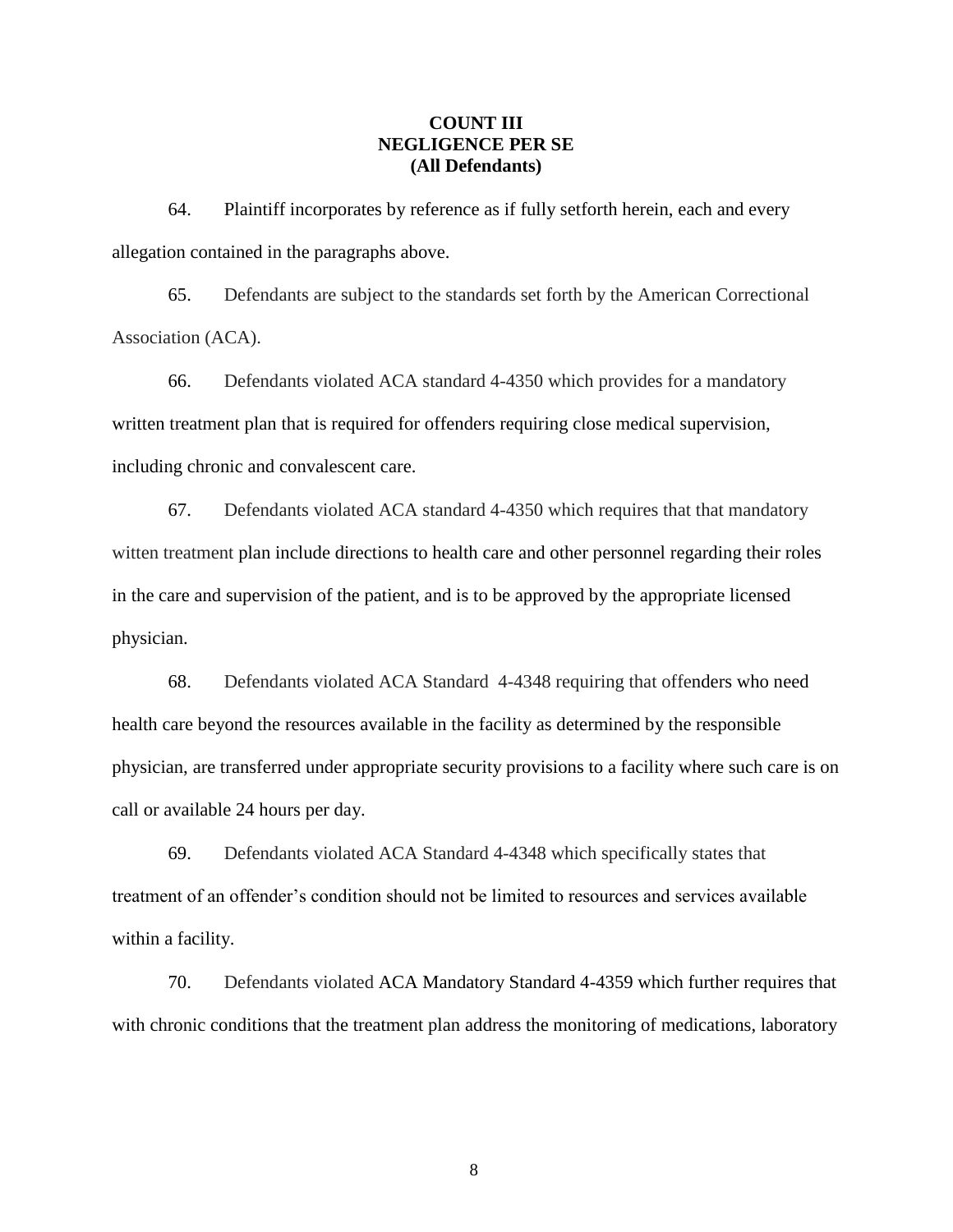**COUNT III**
**NEGLIGENCE PER SE**
**(All Defendants)**

64. Plaintiff incorporates by reference as if fully setforth herein, each and every allegation contained in the paragraphs above.

65. Defendants are subject to the standards set forth by the American Correctional Association (ACA).

66. Defendants violated ACA standard 4-4350 which provides for a mandatory written treatment plan that is required for offenders requiring close medical supervision, including chronic and convalescent care.

67. Defendants violated ACA standard 4-4350 which requires that that mandatory witten treatment plan include directions to health care and other personnel regarding their roles in the care and supervision of the patient, and is to be approved by the appropriate licensed physician.

68. Defendants violated ACA Standard 4-4348 requiring that offenders who need health care beyond the resources available in the facility as determined by the responsible physician, are transferred under appropriate security provisions to a facility where such care is on call or available 24 hours per day.

69. Defendants violated ACA Standard 4-4348 which specifically states that treatment of an offender's condition should not be limited to resources and services available within a facility.

70. Defendants violated ACA Mandatory Standard 4-4359 which further requires that with chronic conditions that the treatment plan address the monitoring of medications, laboratory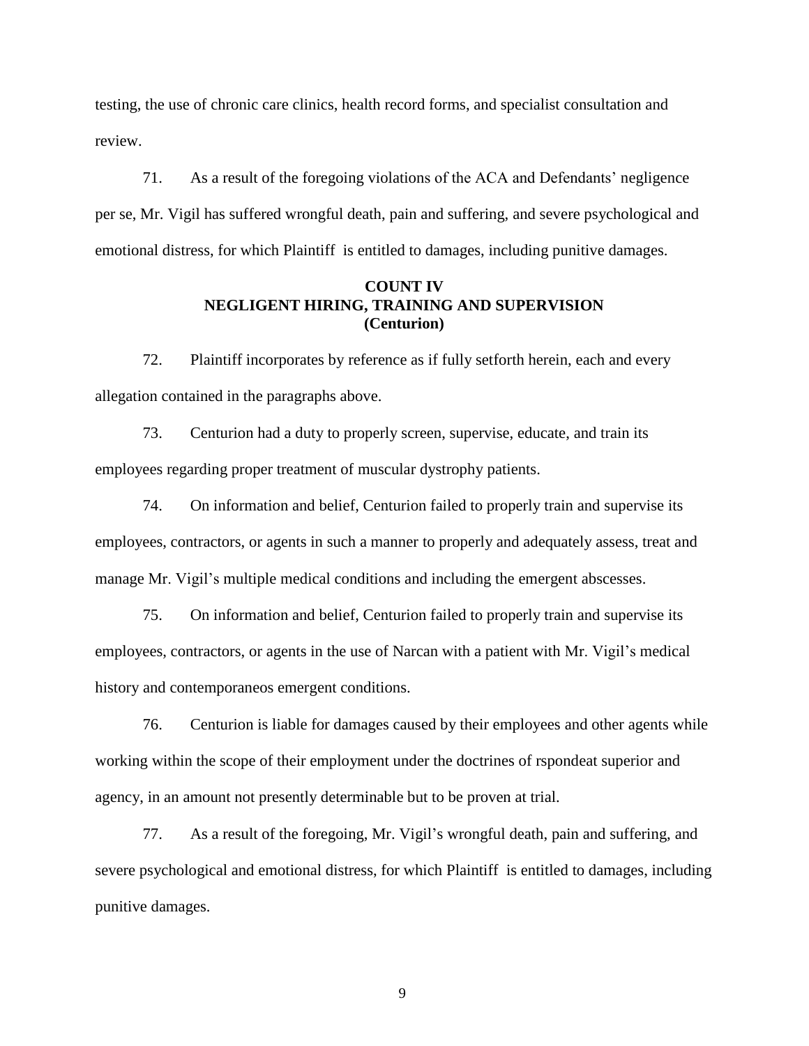testing, the use of chronic care clinics, health record forms, and specialist consultation and review.

71. As a result of the foregoing violations of the ACA and Defendants' negligence per se, Mr. Vigil has suffered wrongful death, pain and suffering, and severe psychological and emotional distress, for which Plaintiff is entitled to damages, including punitive damages.

**COUNT IV**
**NEGLIGENT HIRING, TRAINING AND SUPERVISION**
**(Centurion)**

72. Plaintiff incorporates by reference as if fully setforth herein, each and every allegation contained in the paragraphs above.

73. Centurion had a duty to properly screen, supervise, educate, and train its employees regarding proper treatment of muscular dystrophy patients.

74. On information and belief, Centurion failed to properly train and supervise its employees, contractors, or agents in such a manner to properly and adequately assess, treat and manage Mr. Vigil's multiple medical conditions and including the emergent abscesses.

75. On information and belief, Centurion failed to properly train and supervise its employees, contractors, or agents in the use of Narcan with a patient with Mr. Vigil's medical history and contemporaneos emergent conditions.

76. Centurion is liable for damages caused by their employees and other agents while working within the scope of their employment under the doctrines of rspondeat superior and agency, in an amount not presently determinable but to be proven at trial.

77. As a result of the foregoing, Mr. Vigil's wrongful death, pain and suffering, and severe psychological and emotional distress, for which Plaintiff is entitled to damages, including punitive damages.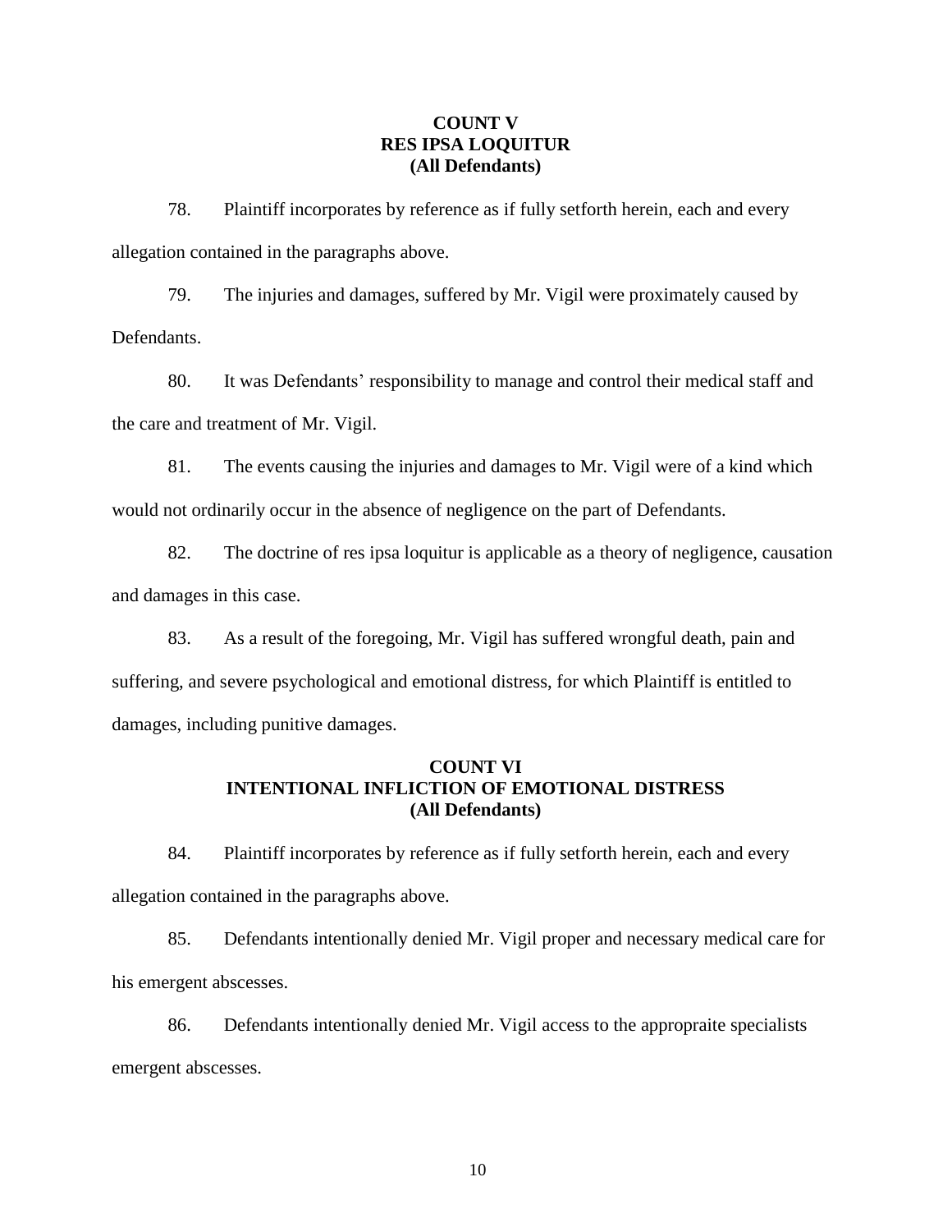**COUNT V**
**RES IPSA LOQUITUR**
**(All Defendants)**

78. Plaintiff incorporates by reference as if fully setforth herein, each and every allegation contained in the paragraphs above.

79. The injuries and damages, suffered by Mr. Vigil were proximately caused by Defendants.

80. It was Defendants' responsibility to manage and control their medical staff and the care and treatment of Mr. Vigil.

81. The events causing the injuries and damages to Mr. Vigil were of a kind which would not ordinarily occur in the absence of negligence on the part of Defendants.

82. The doctrine of res ipsa loquitur is applicable as a theory of negligence, causation and damages in this case.

83. As a result of the foregoing, Mr. Vigil has suffered wrongful death, pain and suffering, and severe psychological and emotional distress, for which Plaintiff is entitled to damages, including punitive damages.

**COUNT VI**
**INTENTIONAL INFLICTION OF EMOTIONAL DISTRESS**
**(All Defendants)**

84. Plaintiff incorporates by reference as if fully setforth herein, each and every allegation contained in the paragraphs above.

85. Defendants intentionally denied Mr. Vigil proper and necessary medical care for his emergent abscesses.

86. Defendants intentionally denied Mr. Vigil access to the appropraite specialists emergent abscesses.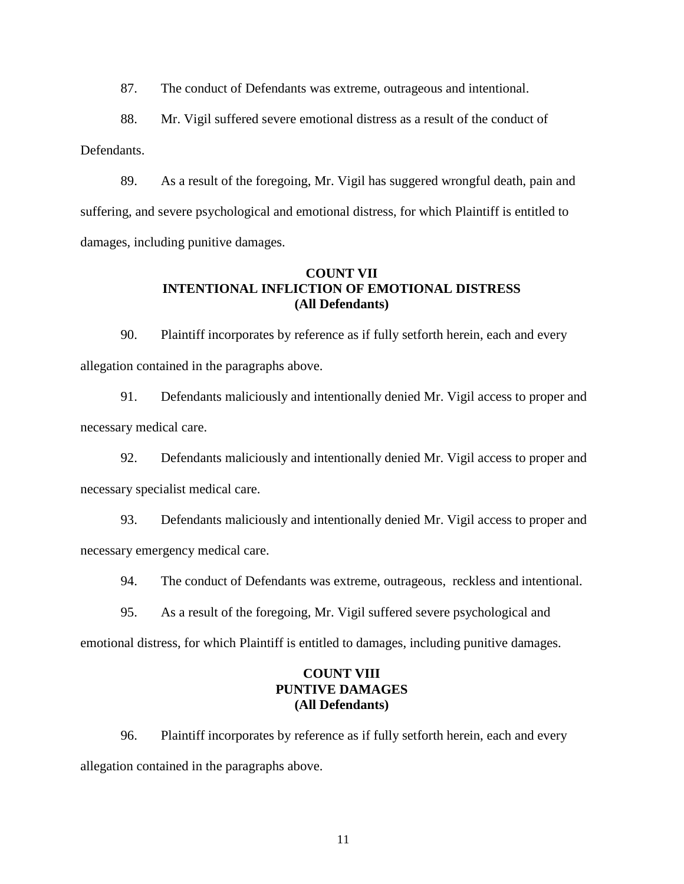87. The conduct of Defendants was extreme, outrageous and intentional.

88. Mr. Vigil suffered severe emotional distress as a result of the conduct of Defendants.

89. As a result of the foregoing, Mr. Vigil has suggered wrongful death, pain and suffering, and severe psychological and emotional distress, for which Plaintiff is entitled to damages, including punitive damages.

**COUNT VII**
**INTENTIONAL INFLICTION OF EMOTIONAL DISTRESS**
**(All Defendants)**

90. Plaintiff incorporates by reference as if fully setforth herein, each and every allegation contained in the paragraphs above.

91. Defendants maliciously and intentionally denied Mr. Vigil access to proper and necessary medical care.

92. Defendants maliciously and intentionally denied Mr. Vigil access to proper and necessary specialist medical care.

93. Defendants maliciously and intentionally denied Mr. Vigil access to proper and necessary emergency medical care.

94. The conduct of Defendants was extreme, outrageous, reckless and intentional.

95. As a result of the foregoing, Mr. Vigil suffered severe psychological and emotional distress, for which Plaintiff is entitled to damages, including punitive damages.

**COUNT VIII**
**PUNTIVE DAMAGES**
**(All Defendants)**

96. Plaintiff incorporates by reference as if fully setforth herein, each and every allegation contained in the paragraphs above.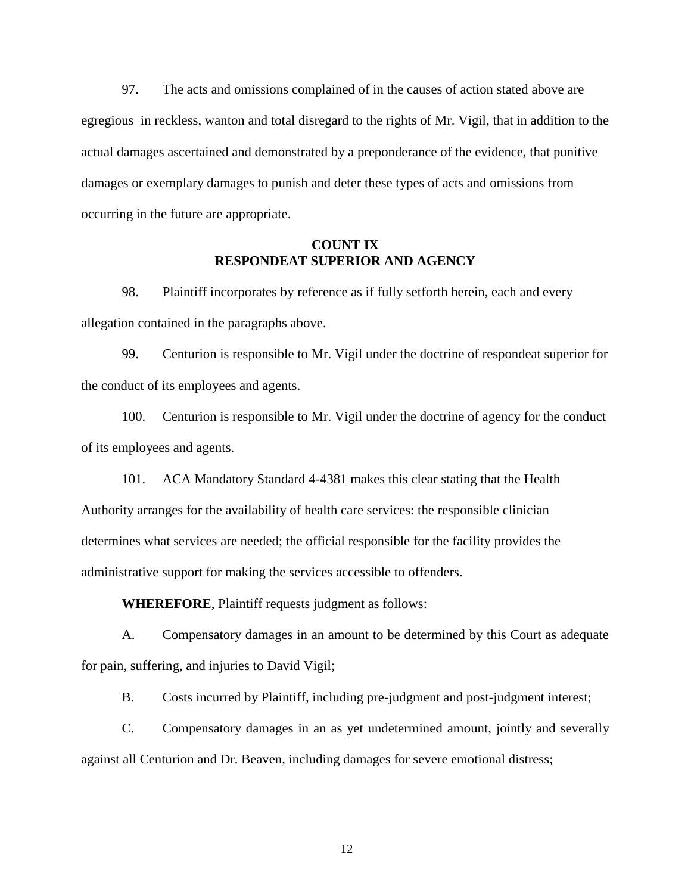97. The acts and omissions complained of in the causes of action stated above are egregious in reckless, wanton and total disregard to the rights of Mr. Vigil, that in addition to the actual damages ascertained and demonstrated by a preponderance of the evidence, that punitive damages or exemplary damages to punish and deter these types of acts and omissions from occurring in the future are appropriate.

## COUNT IX
## RESPONDEAT SUPERIOR AND AGENCY

98. Plaintiff incorporates by reference as if fully setforth herein, each and every allegation contained in the paragraphs above.

99. Centurion is responsible to Mr. Vigil under the doctrine of respondeat superior for the conduct of its employees and agents.

100. Centurion is responsible to Mr. Vigil under the doctrine of agency for the conduct of its employees and agents.

101. ACA Mandatory Standard 4-4381 makes this clear stating that the Health Authority arranges for the availability of health care services: the responsible clinician determines what services are needed; the official responsible for the facility provides the administrative support for making the services accessible to offenders.

**WHEREFORE**, Plaintiff requests judgment as follows:

A. Compensatory damages in an amount to be determined by this Court as adequate for pain, suffering, and injuries to David Vigil;

B. Costs incurred by Plaintiff, including pre-judgment and post-judgment interest;

C. Compensatory damages in an as yet undetermined amount, jointly and severally against all Centurion and Dr. Beaven, including damages for severe emotional distress;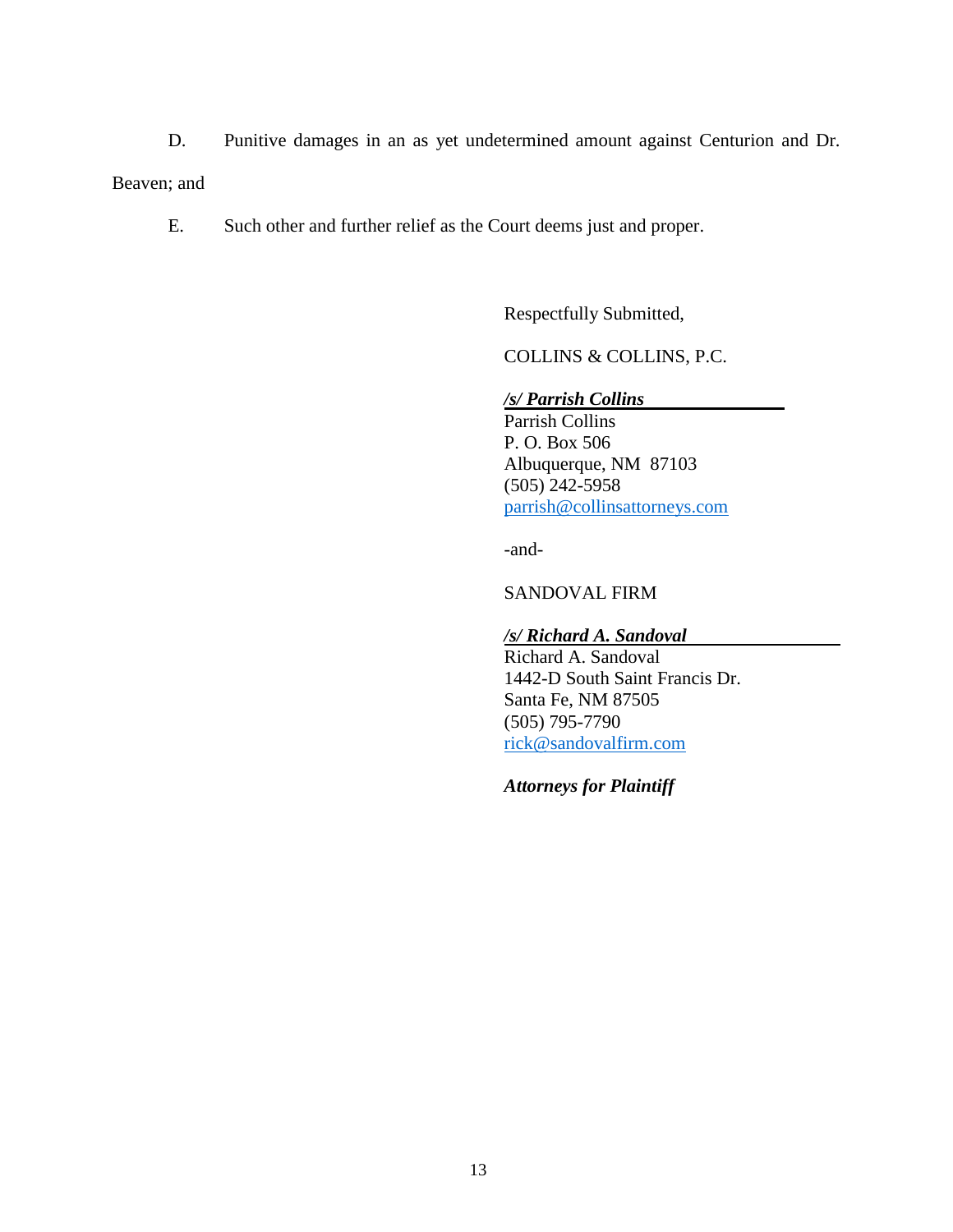D. Punitive damages in an as yet undetermined amount against Centurion and Dr. Beaven; and

E. Such other and further relief as the Court deems just and proper.

Respectfully Submitted,

COLLINS & COLLINS, P.C.

***/s/ Parrish Collins***
Parrish Collins
P. O. Box 506
Albuquerque, NM 87103
(505) 242-5958
parrish@collinsattorneys.com

-and-

SANDOVAL FIRM

***/s/ Richard A. Sandoval***
Richard A. Sandoval
1442-D South Saint Francis Dr.
Santa Fe, NM 87505
(505) 795-7790
rick@sandovalfirm.com

***Attorneys for Plaintiff***